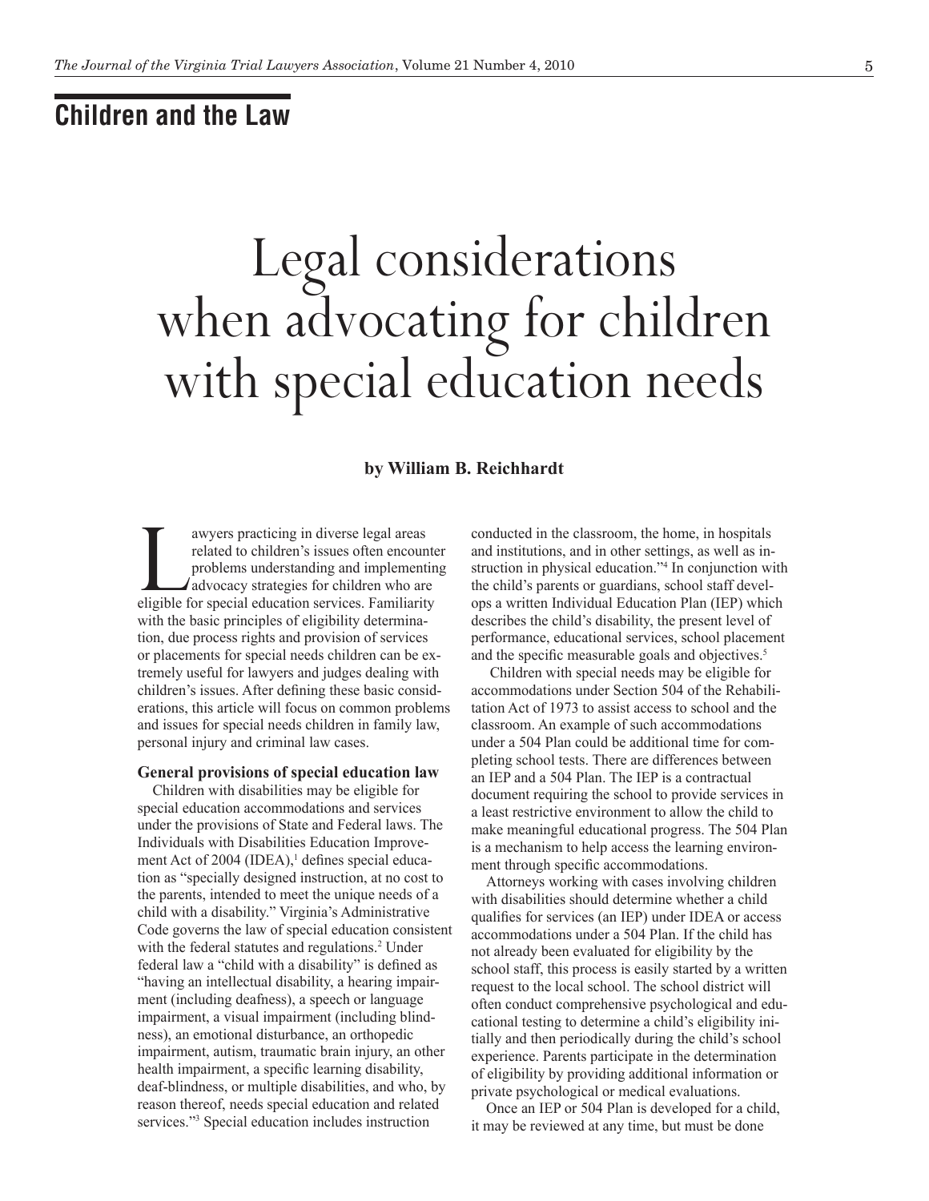## Children and the Law

# Legal considerations when advocating for children with special education needs

**by William B. Reichhardt**

Lawyers practicing in diverse legal areas related to children's issues often encounter problems understanding and implementing advocacy strategies for children who are eligible for special education services. Familiarity with the basic principles of eligibility determination, due process rights and provision of services or placements for special needs children can be extremely useful for lawyers and judges dealing with children's issues. After defining these basic considerations, this article will focus on common problems and issues for special needs children in family law, personal injury and criminal law cases.

### General provisions of special education law

Children with disabilities may be eligible for special education accommodations and services under the provisions of State and Federal laws. The Individuals with Disabilities Education Improvement Act of 2004 (IDEA),[1] defines special education as "specially designed instruction, at no cost to the parents, intended to meet the unique needs of a child with a disability." Virginia's Administrative Code governs the law of special education consistent with the federal statutes and regulations.[2] Under federal law a "child with a disability" is defined as "having an intellectual disability, a hearing impairment (including deafness), a speech or language impairment, a visual impairment (including blindness), an emotional disturbance, an orthopedic impairment, autism, traumatic brain injury, an other health impairment, a specific learning disability, deaf-blindness, or multiple disabilities, and who, by reason thereof, needs special education and related services."[3] Special education includes instruction conducted in the classroom, the home, in hospitals and institutions, and in other settings, as well as instruction in physical education."[4] In conjunction with the child's parents or guardians, school staff develops a written Individual Education Plan (IEP) which describes the child's disability, the present level of performance, educational services, school placement and the specific measurable goals and objectives.[5]

Children with special needs may be eligible for accommodations under Section 504 of the Rehabilitation Act of 1973 to assist access to school and the classroom. An example of such accommodations under a 504 Plan could be additional time for completing school tests. There are differences between an IEP and a 504 Plan. The IEP is a contractual document requiring the school to provide services in a least restrictive environment to allow the child to make meaningful educational progress. The 504 Plan is a mechanism to help access the learning environment through specific accommodations.

Attorneys working with cases involving children with disabilities should determine whether a child qualifies for services (an IEP) under IDEA or access accommodations under a 504 Plan. If the child has not already been evaluated for eligibility by the school staff, this process is easily started by a written request to the local school. The school district will often conduct comprehensive psychological and educational testing to determine a child's eligibility initially and then periodically during the child's school experience. Parents participate in the determination of eligibility by providing additional information or private psychological or medical evaluations.

Once an IEP or 504 Plan is developed for a child, it may be reviewed at any time, but must be done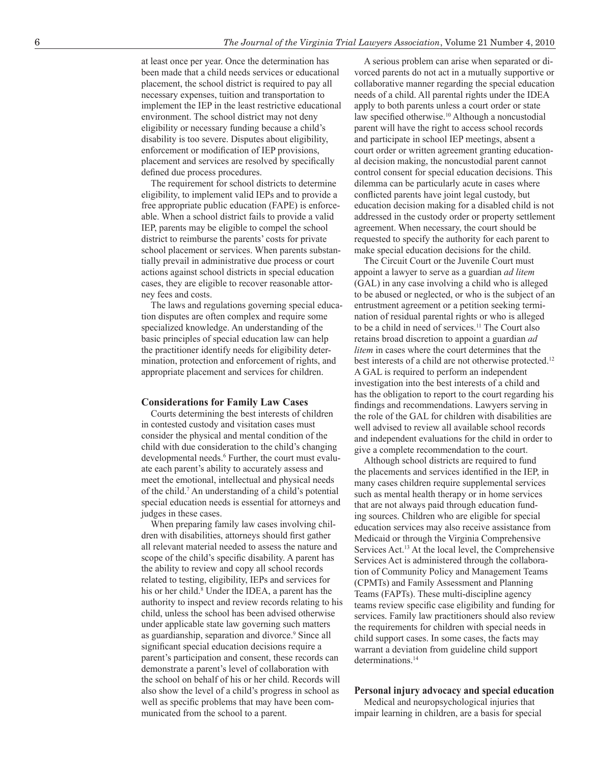at least once per year. Once the determination has been made that a child needs services or educational placement, the school district is required to pay all necessary expenses, tuition and transportation to implement the IEP in the least restrictive educational environment. The school district may not deny eligibility or necessary funding because a child's disability is too severe. Disputes about eligibility, enforcement or modification of IEP provisions, placement and services are resolved by specifically defined due process procedures.

The requirement for school districts to determine eligibility, to implement valid IEPs and to provide a free appropriate public education (FAPE) is enforceable. When a school district fails to provide a valid IEP, parents may be eligible to compel the school district to reimburse the parents' costs for private school placement or services. When parents substantially prevail in administrative due process or court actions against school districts in special education cases, they are eligible to recover reasonable attorney fees and costs.

The laws and regulations governing special education disputes are often complex and require some specialized knowledge. An understanding of the basic principles of special education law can help the practitioner identify needs for eligibility determination, protection and enforcement of rights, and appropriate placement and services for children.

### Considerations for Family Law Cases

Courts determining the best interests of children in contested custody and visitation cases must consider the physical and mental condition of the child with due consideration to the child's changing developmental needs.[6] Further, the court must evaluate each parent's ability to accurately assess and meet the emotional, intellectual and physical needs of the child.[7] An understanding of a child's potential special education needs is essential for attorneys and judges in these cases.

When preparing family law cases involving children with disabilities, attorneys should first gather all relevant material needed to assess the nature and scope of the child's specific disability. A parent has the ability to review and copy all school records related to testing, eligibility, IEPs and services for his or her child.[8] Under the IDEA, a parent has the authority to inspect and review records relating to his child, unless the school has been advised otherwise under applicable state law governing such matters as guardianship, separation and divorce.[9] Since all significant special education decisions require a parent's participation and consent, these records can demonstrate a parent's level of collaboration with the school on behalf of his or her child. Records will also show the level of a child's progress in school as well as specific problems that may have been communicated from the school to a parent.

A serious problem can arise when separated or divorced parents do not act in a mutually supportive or collaborative manner regarding the special education needs of a child. All parental rights under the IDEA apply to both parents unless a court order or state law specified otherwise.[10] Although a noncustodial parent will have the right to access school records and participate in school IEP meetings, absent a court order or written agreement granting educational decision making, the noncustodial parent cannot control consent for special education decisions. This dilemma can be particularly acute in cases where conflicted parents have joint legal custody, but education decision making for a disabled child is not addressed in the custody order or property settlement agreement. When necessary, the court should be requested to specify the authority for each parent to make special education decisions for the child.

The Circuit Court or the Juvenile Court must appoint a lawyer to serve as a guardian *ad litem* (GAL) in any case involving a child who is alleged to be abused or neglected, or who is the subject of an entrustment agreement or a petition seeking termination of residual parental rights or who is alleged to be a child in need of services.[11] The Court also retains broad discretion to appoint a guardian *ad litem* in cases where the court determines that the best interests of a child are not otherwise protected.[12] A GAL is required to perform an independent investigation into the best interests of a child and has the obligation to report to the court regarding his findings and recommendations. Lawyers serving in the role of the GAL for children with disabilities are well advised to review all available school records and independent evaluations for the child in order to give a complete recommendation to the court.

Although school districts are required to fund the placements and services identified in the IEP, in many cases children require supplemental services such as mental health therapy or in home services that are not always paid through education funding sources. Children who are eligible for special education services may also receive assistance from Medicaid or through the Virginia Comprehensive Services Act.[13] At the local level, the Comprehensive Services Act is administered through the collaboration of Community Policy and Management Teams (CPMTs) and Family Assessment and Planning Teams (FAPTs). These multi-discipline agency teams review specific case eligibility and funding for services. Family law practitioners should also review the requirements for children with special needs in child support cases. In some cases, the facts may warrant a deviation from guideline child support determinations.[14]

### Personal injury advocacy and special education

Medical and neuropsychological injuries that impair learning in children, are a basis for special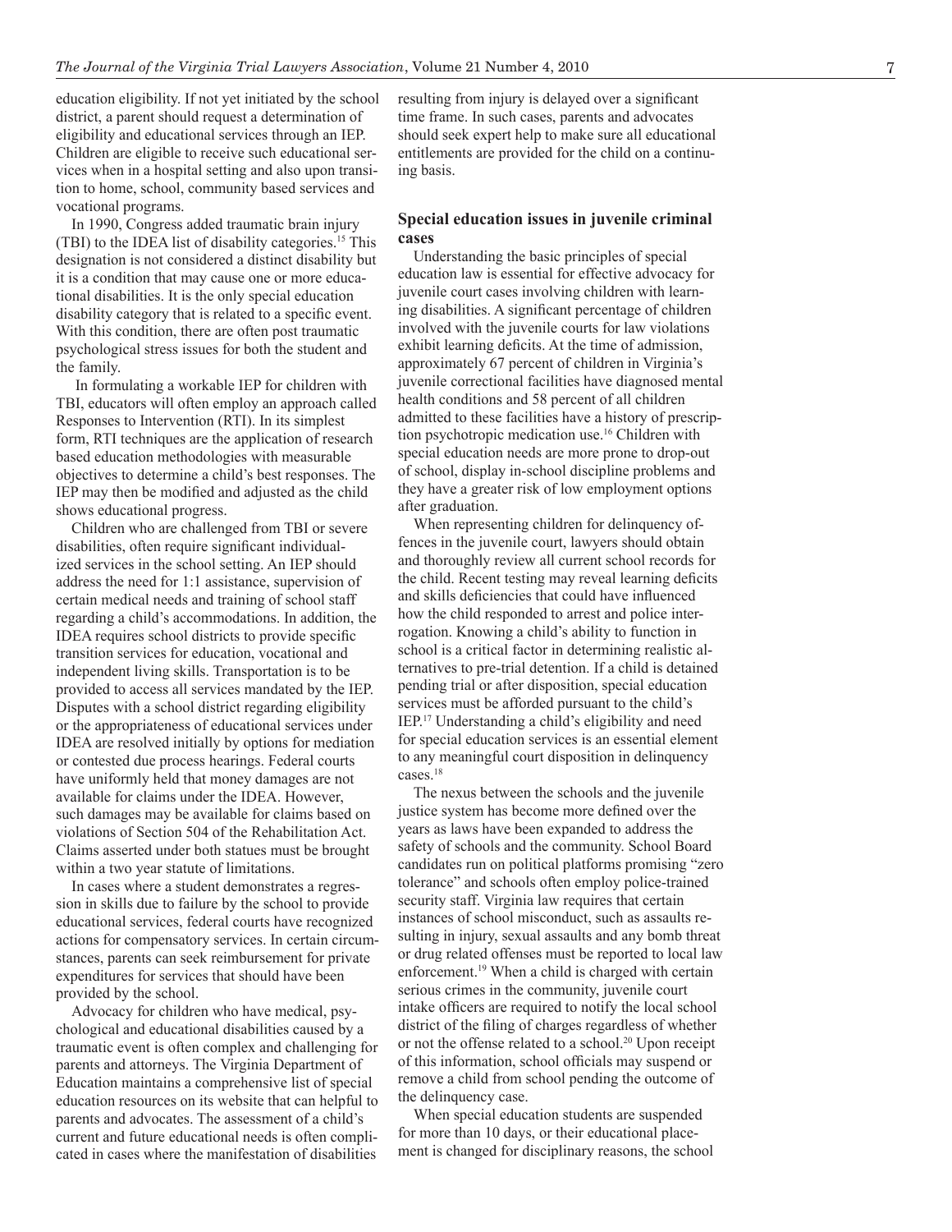education eligibility. If not yet initiated by the school district, a parent should request a determination of eligibility and educational services through an IEP. Children are eligible to receive such educational services when in a hospital setting and also upon transition to home, school, community based services and vocational programs.

In 1990, Congress added traumatic brain injury (TBI) to the IDEA list of disability categories.[15] This designation is not considered a distinct disability but it is a condition that may cause one or more educational disabilities. It is the only special education disability category that is related to a specific event. With this condition, there are often post traumatic psychological stress issues for both the student and the family.

In formulating a workable IEP for children with TBI, educators will often employ an approach called Responses to Intervention (RTI). In its simplest form, RTI techniques are the application of research based education methodologies with measurable objectives to determine a child's best responses. The IEP may then be modified and adjusted as the child shows educational progress.

Children who are challenged from TBI or severe disabilities, often require significant individualized services in the school setting. An IEP should address the need for 1:1 assistance, supervision of certain medical needs and training of school staff regarding a child's accommodations. In addition, the IDEA requires school districts to provide specific transition services for education, vocational and independent living skills. Transportation is to be provided to access all services mandated by the IEP. Disputes with a school district regarding eligibility or the appropriateness of educational services under IDEA are resolved initially by options for mediation or contested due process hearings. Federal courts have uniformly held that money damages are not available for claims under the IDEA. However, such damages may be available for claims based on violations of Section 504 of the Rehabilitation Act. Claims asserted under both statues must be brought within a two year statute of limitations.

In cases where a student demonstrates a regression in skills due to failure by the school to provide educational services, federal courts have recognized actions for compensatory services. In certain circumstances, parents can seek reimbursement for private expenditures for services that should have been provided by the school.

Advocacy for children who have medical, psychological and educational disabilities caused by a traumatic event is often complex and challenging for parents and attorneys. The Virginia Department of Education maintains a comprehensive list of special education resources on its website that can helpful to parents and advocates. The assessment of a child's current and future educational needs is often complicated in cases where the manifestation of disabilities resulting from injury is delayed over a significant time frame. In such cases, parents and advocates should seek expert help to make sure all educational entitlements are provided for the child on a continuing basis.

## Special education issues in juvenile criminal cases

Understanding the basic principles of special education law is essential for effective advocacy for juvenile court cases involving children with learning disabilities. A significant percentage of children involved with the juvenile courts for law violations exhibit learning deficits. At the time of admission, approximately 67 percent of children in Virginia's juvenile correctional facilities have diagnosed mental health conditions and 58 percent of all children admitted to these facilities have a history of prescription psychotropic medication use.[16] Children with special education needs are more prone to drop-out of school, display in-school discipline problems and they have a greater risk of low employment options after graduation.

When representing children for delinquency offences in the juvenile court, lawyers should obtain and thoroughly review all current school records for the child. Recent testing may reveal learning deficits and skills deficiencies that could have influenced how the child responded to arrest and police interrogation. Knowing a child's ability to function in school is a critical factor in determining realistic alternatives to pre-trial detention. If a child is detained pending trial or after disposition, special education services must be afforded pursuant to the child's IEP.[17] Understanding a child's eligibility and need for special education services is an essential element to any meaningful court disposition in delinquency cases.[18]

The nexus between the schools and the juvenile justice system has become more defined over the years as laws have been expanded to address the safety of schools and the community. School Board candidates run on political platforms promising "zero tolerance" and schools often employ police-trained security staff. Virginia law requires that certain instances of school misconduct, such as assaults resulting in injury, sexual assaults and any bomb threat or drug related offenses must be reported to local law enforcement.[19] When a child is charged with certain serious crimes in the community, juvenile court intake officers are required to notify the local school district of the filing of charges regardless of whether or not the offense related to a school.[20] Upon receipt of this information, school officials may suspend or remove a child from school pending the outcome of the delinquency case.

When special education students are suspended for more than 10 days, or their educational placement is changed for disciplinary reasons, the school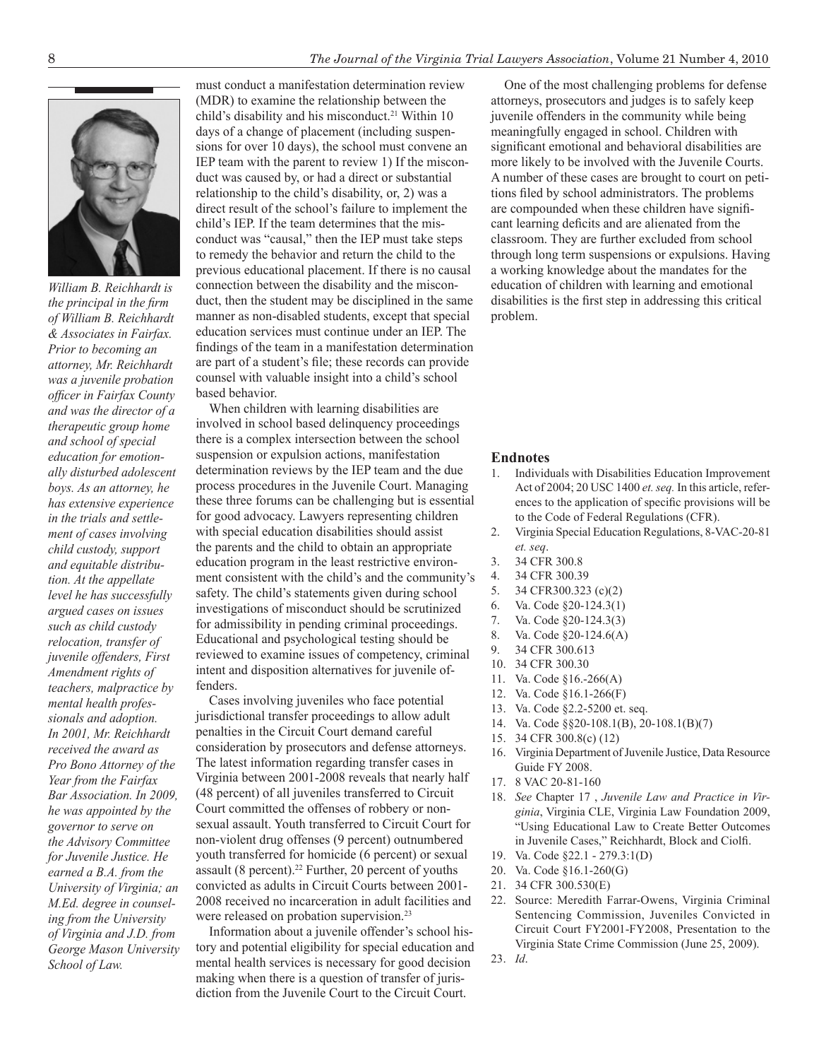*William B. Reichhardt is the principal in the firm of William B. Reichhardt & Associates in Fairfax. Prior to becoming an attorney, Mr. Reichhardt was a juvenile probation officer in Fairfax County and was the director of a therapeutic group home and school of special education for emotionally disturbed adolescent boys. As an attorney, he has extensive experience in the trials and settlement of cases involving child custody, support and equitable distribution. At the appellate level he has successfully argued cases on issues such as child custody relocation, transfer of juvenile offenders, First Amendment rights of teachers, malpractice by mental health professionals and adoption. In 2001, Mr. Reichhardt received the award as Pro Bono Attorney of the Year from the Fairfax Bar Association. In 2009, he was appointed by the governor to serve on the Advisory Committee for Juvenile Justice. He earned a B.A. from the University of Virginia; an M.Ed. degree in counseling from the University of Virginia and J.D. from George Mason University School of Law.*

must conduct a manifestation determination review (MDR) to examine the relationship between the child's disability and his misconduct.[21] Within 10 days of a change of placement (including suspensions for over 10 days), the school must convene an IEP team with the parent to review 1) If the misconduct was caused by, or had a direct or substantial relationship to the child's disability, or, 2) was a direct result of the school's failure to implement the child's IEP. If the team determines that the misconduct was "causal," then the IEP must take steps to remedy the behavior and return the child to the previous educational placement. If there is no causal connection between the disability and the misconduct, then the student may be disciplined in the same manner as non-disabled students, except that special education services must continue under an IEP. The findings of the team in a manifestation determination are part of a student's file; these records can provide counsel with valuable insight into a child's school based behavior.

When children with learning disabilities are involved in school based delinquency proceedings there is a complex intersection between the school suspension or expulsion actions, manifestation determination reviews by the IEP team and the due process procedures in the Juvenile Court. Managing these three forums can be challenging but is essential for good advocacy. Lawyers representing children with special education disabilities should assist the parents and the child to obtain an appropriate education program in the least restrictive environment consistent with the child's and the community's safety. The child's statements given during school investigations of misconduct should be scrutinized for admissibility in pending criminal proceedings. Educational and psychological testing should be reviewed to examine issues of competency, criminal intent and disposition alternatives for juvenile offenders.

Cases involving juveniles who face potential jurisdictional transfer proceedings to allow adult penalties in the Circuit Court demand careful consideration by prosecutors and defense attorneys. The latest information regarding transfer cases in Virginia between 2001-2008 reveals that nearly half (48 percent) of all juveniles transferred to Circuit Court committed the offenses of robbery or non-sexual assault. Youth transferred to Circuit Court for non-violent drug offenses (9 percent) outnumbered youth transferred for homicide (6 percent) or sexual assault (8 percent).[22] Further, 20 percent of youths convicted as adults in Circuit Courts between 2001-2008 received no incarceration in adult facilities and were released on probation supervision.[23]

Information about a juvenile offender's school history and potential eligibility for special education and mental health services is necessary for good decision making when there is a question of transfer of jurisdiction from the Juvenile Court to the Circuit Court.

One of the most challenging problems for defense attorneys, prosecutors and judges is to safely keep juvenile offenders in the community while being meaningfully engaged in school. Children with significant emotional and behavioral disabilities are more likely to be involved with the Juvenile Courts. A number of these cases are brought to court on petitions filed by school administrators. The problems are compounded when these children have significant learning deficits and are alienated from the classroom. They are further excluded from school through long term suspensions or expulsions. Having a working knowledge about the mandates for the education of children with learning and emotional disabilities is the first step in addressing this critical problem.

## Endnotes

1. Individuals with Disabilities Education Improvement Act of 2004; 20 USC 1400 *et. seq.* In this article, references to the application of specific provisions will be to the Code of Federal Regulations (CFR).
2. Virginia Special Education Regulations, 8-VAC-20-81 *et. seq*.
3. 34 CFR 300.8
4. 34 CFR 300.39
5. 34 CFR300.323 (c)(2)
6. Va. Code §20-124.3(1)
7. Va. Code §20-124.3(3)
8. Va. Code §20-124.6(A)
9. 34 CFR 300.613
10. 34 CFR 300.30
11. Va. Code §16.-266(A)
12. Va. Code §16.1-266(F)
13. Va. Code §2.2-5200 et. seq.
14. Va. Code §§20-108.1(B), 20-108.1(B)(7)
15. 34 CFR 300.8(c) (12)
16. Virginia Department of Juvenile Justice, Data Resource Guide FY 2008.
17. 8 VAC 20-81-160
18. *See* Chapter 17 , *Juvenile Law and Practice in Virginia*, Virginia CLE, Virginia Law Foundation 2009, "Using Educational Law to Create Better Outcomes in Juvenile Cases," Reichhardt, Block and Ciolfi.
19. Va. Code §22.1 - 279.3:1(D)
20. Va. Code §16.1-260(G)
21. 34 CFR 300.530(E)
22. Source: Meredith Farrar-Owens, Virginia Criminal Sentencing Commission, Juveniles Convicted in Circuit Court FY2001-FY2008, Presentation to the Virginia State Crime Commission (June 25, 2009).
23. *Id*.